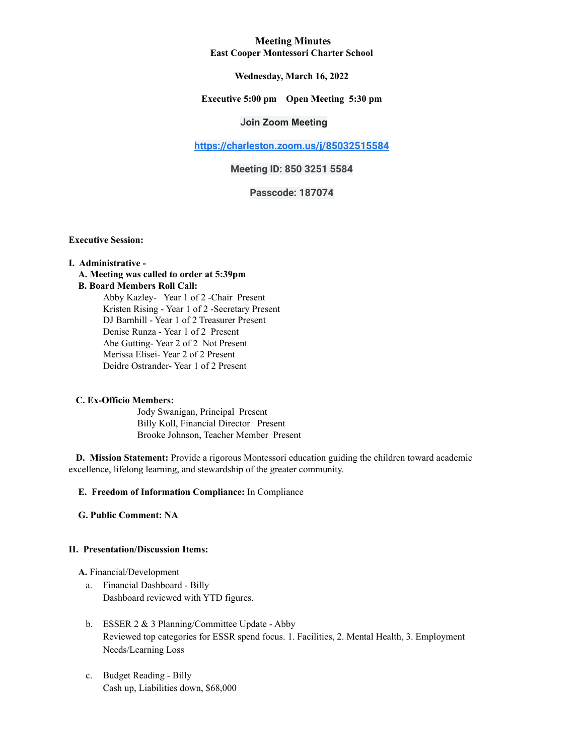# Meeting Minutes
## East Cooper Montessori Charter School

**Wednesday, March 16, 2022**

**Executive 5:00 pm Open Meeting 5:30 pm**

**Join Zoom Meeting**

**https://charleston.zoom.us/j/85032515584**

**Meeting ID: 850 3251 5584**

**Passcode: 187074**

**Executive Session:**

**I. Administrative -**

**A. Meeting was called to order at 5:39pm**

**B. Board Members Roll Call:**

Abby Kazley- Year 1 of 2 -Chair Present
Kristen Rising - Year 1 of 2 -Secretary Present
DJ Barnhill - Year 1 of 2 Treasurer Present
Denise Runza - Year 1 of 2 Present
Abe Gutting- Year 2 of 2 Not Present
Merissa Elisei- Year 2 of 2 Present
Deidre Ostrander- Year 1 of 2 Present

**C. Ex-Officio Members:**

Jody Swanigan, Principal Present
Billy Koll, Financial Director Present
Brooke Johnson, Teacher Member Present

**D. Mission Statement:** Provide a rigorous Montessori education guiding the children toward academic excellence, lifelong learning, and stewardship of the greater community.

**E. Freedom of Information Compliance:** In Compliance

**G. Public Comment: NA**

**II. Presentation/Discussion Items:**

**A.** Financial/Development

a. Financial Dashboard - Billy
Dashboard reviewed with YTD figures.

b. ESSER 2 & 3 Planning/Committee Update - Abby
Reviewed top categories for ESSR spend focus. 1. Facilities, 2. Mental Health, 3. Employment Needs/Learning Loss

c. Budget Reading - Billy
Cash up, Liabilities down, $68,000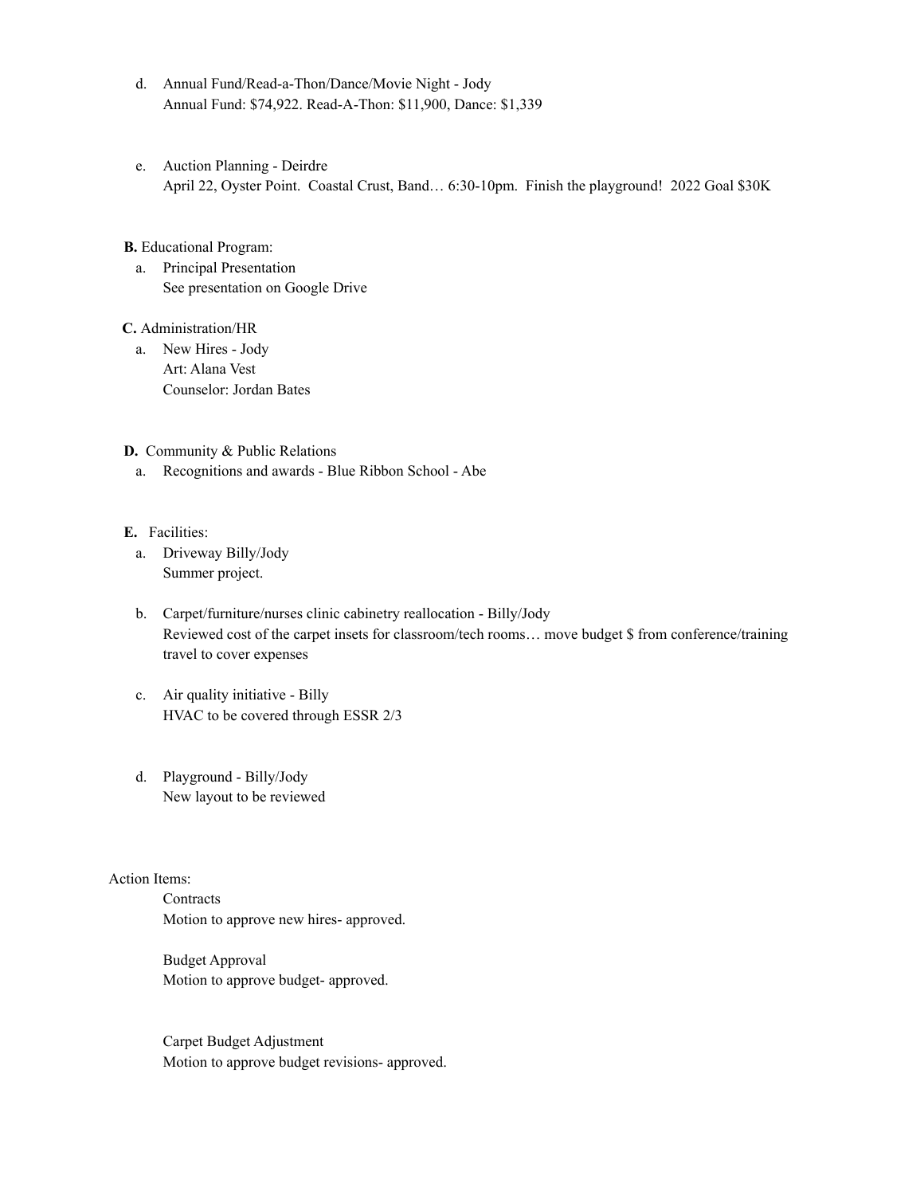d. Annual Fund/Read-a-Thon/Dance/Movie Night - Jody
   Annual Fund: $74,922. Read-A-Thon: $11,900, Dance: $1,339

e. Auction Planning - Deirdre
   April 22, Oyster Point. Coastal Crust, Band… 6:30-10pm. Finish the playground! 2022 Goal $30K

**B.** Educational Program:

a. Principal Presentation
   See presentation on Google Drive

**C.** Administration/HR

a. New Hires - Jody
   Art: Alana Vest
   Counselor: Jordan Bates

**D.** Community & Public Relations

a. Recognitions and awards - Blue Ribbon School - Abe

**E.** Facilities:

a. Driveway Billy/Jody
   Summer project.

b. Carpet/furniture/nurses clinic cabinetry reallocation - Billy/Jody
   Reviewed cost of the carpet insets for classroom/tech rooms… move budget $ from conference/training travel to cover expenses

c. Air quality initiative - Billy
   HVAC to be covered through ESSR 2/3

d. Playground - Billy/Jody
   New layout to be reviewed

Action Items:

Contracts
Motion to approve new hires- approved.

Budget Approval
Motion to approve budget- approved.

Carpet Budget Adjustment
Motion to approve budget revisions- approved.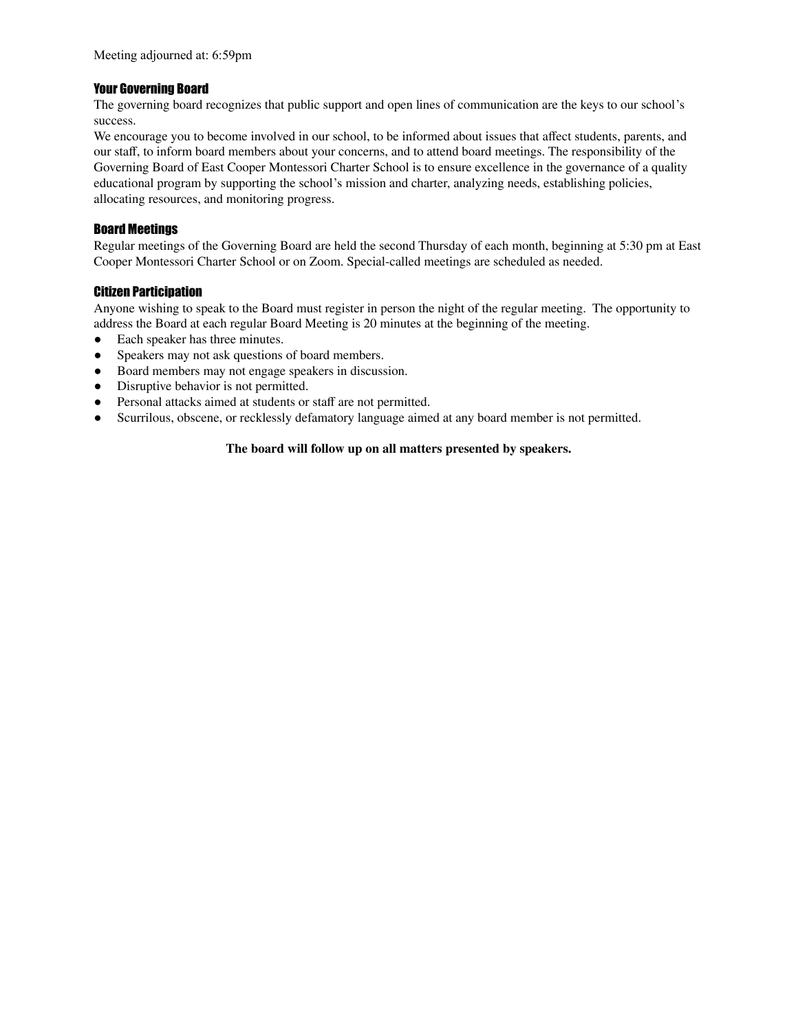Meeting adjourned at: 6:59pm

## Your Governing Board

The governing board recognizes that public support and open lines of communication are the keys to our school's success.

We encourage you to become involved in our school, to be informed about issues that affect students, parents, and our staff, to inform board members about your concerns, and to attend board meetings. The responsibility of the Governing Board of East Cooper Montessori Charter School is to ensure excellence in the governance of a quality educational program by supporting the school's mission and charter, analyzing needs, establishing policies, allocating resources, and monitoring progress.

## Board Meetings

Regular meetings of the Governing Board are held the second Thursday of each month, beginning at 5:30 pm at East Cooper Montessori Charter School or on Zoom. Special-called meetings are scheduled as needed.

## Citizen Participation

Anyone wishing to speak to the Board must register in person the night of the regular meeting. The opportunity to address the Board at each regular Board Meeting is 20 minutes at the beginning of the meeting.

- Each speaker has three minutes.
- Speakers may not ask questions of board members.
- Board members may not engage speakers in discussion.
- Disruptive behavior is not permitted.
- Personal attacks aimed at students or staff are not permitted.
- Scurrilous, obscene, or recklessly defamatory language aimed at any board member is not permitted.

**The board will follow up on all matters presented by speakers.**